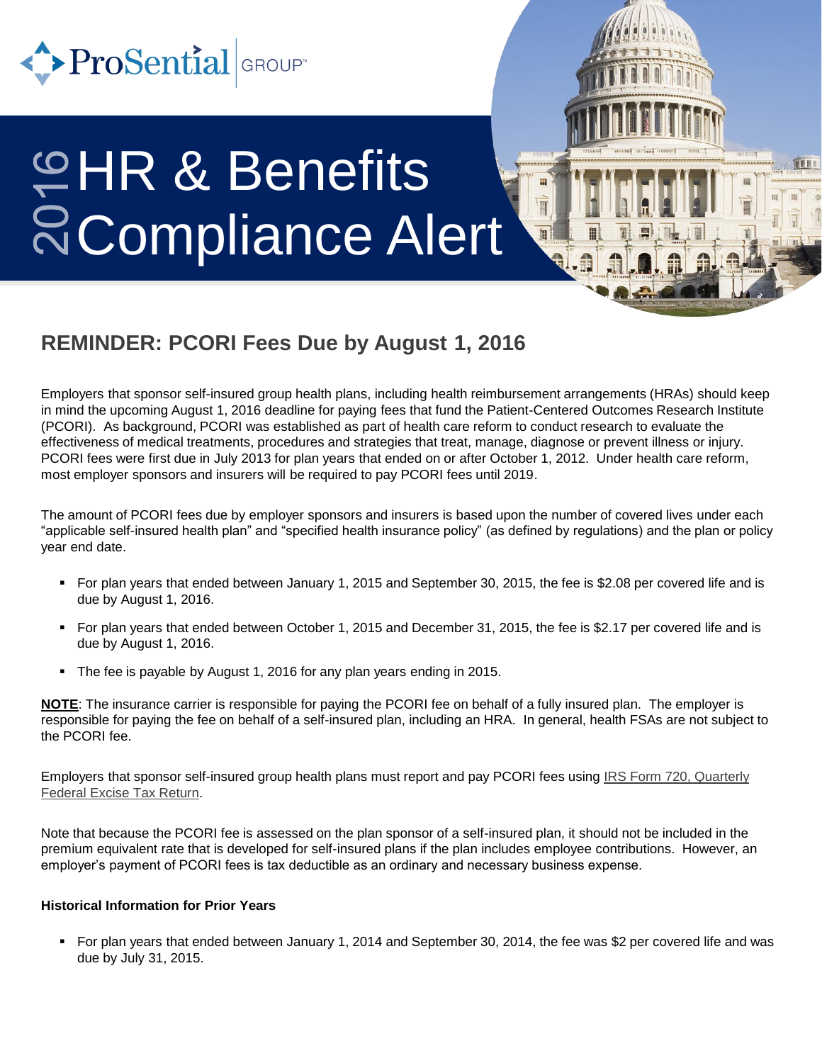ProSential GROUP™

# 2016 HR & Benefits Compliance Alert

## REMINDER: PCORI Fees Due by August 1, 2016

Employers that sponsor self-insured group health plans, including health reimbursement arrangements (HRAs) should keep in mind the upcoming August 1, 2016 deadline for paying fees that fund the Patient-Centered Outcomes Research Institute (PCORI). As background, PCORI was established as part of health care reform to conduct research to evaluate the effectiveness of medical treatments, procedures and strategies that treat, manage, diagnose or prevent illness or injury. PCORI fees were first due in July 2013 for plan years that ended on or after October 1, 2012. Under health care reform, most employer sponsors and insurers will be required to pay PCORI fees until 2019.

The amount of PCORI fees due by employer sponsors and insurers is based upon the number of covered lives under each "applicable self-insured health plan" and "specified health insurance policy" (as defined by regulations) and the plan or policy year end date.

- For plan years that ended between January 1, 2015 and September 30, 2015, the fee is $2.08 per covered life and is due by August 1, 2016.
- For plan years that ended between October 1, 2015 and December 31, 2015, the fee is $2.17 per covered life and is due by August 1, 2016.
- The fee is payable by August 1, 2016 for any plan years ending in 2015.

**NOTE**: The insurance carrier is responsible for paying the PCORI fee on behalf of a fully insured plan. The employer is responsible for paying the fee on behalf of a self-insured plan, including an HRA. In general, health FSAs are not subject to the PCORI fee.

Employers that sponsor self-insured group health plans must report and pay PCORI fees using IRS Form 720, Quarterly Federal Excise Tax Return.

Note that because the PCORI fee is assessed on the plan sponsor of a self-insured plan, it should not be included in the premium equivalent rate that is developed for self-insured plans if the plan includes employee contributions. However, an employer's payment of PCORI fees is tax deductible as an ordinary and necessary business expense.

**Historical Information for Prior Years**

- For plan years that ended between January 1, 2014 and September 30, 2014, the fee was $2 per covered life and was due by July 31, 2015.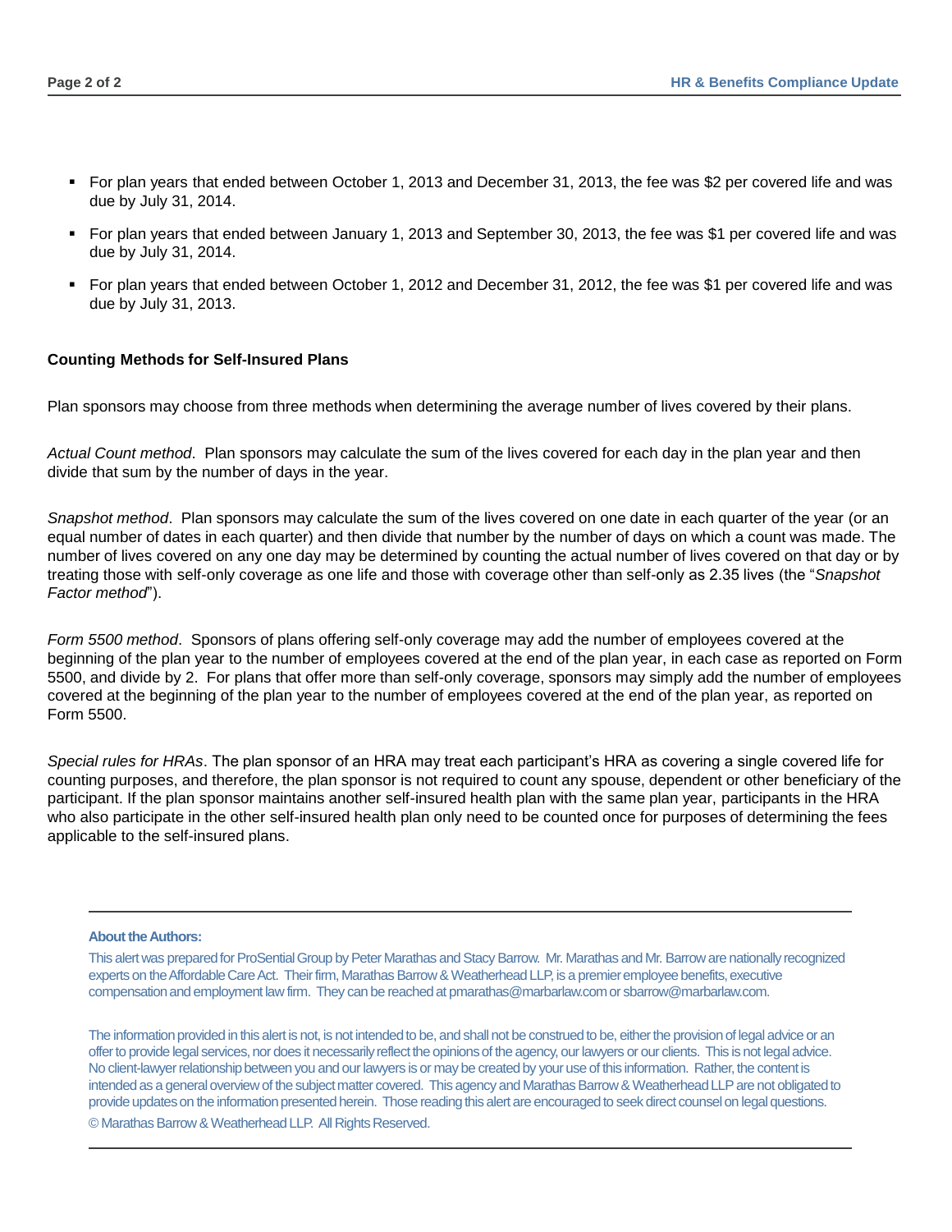- For plan years that ended between October 1, 2013 and December 31, 2013, the fee was $2 per covered life and was due by July 31, 2014.
- For plan years that ended between January 1, 2013 and September 30, 2013, the fee was $1 per covered life and was due by July 31, 2014.
- For plan years that ended between October 1, 2012 and December 31, 2012, the fee was $1 per covered life and was due by July 31, 2013.

**Counting Methods for Self-Insured Plans**

Plan sponsors may choose from three methods when determining the average number of lives covered by their plans.

*Actual Count method*. Plan sponsors may calculate the sum of the lives covered for each day in the plan year and then divide that sum by the number of days in the year.

*Snapshot method*. Plan sponsors may calculate the sum of the lives covered on one date in each quarter of the year (or an equal number of dates in each quarter) and then divide that number by the number of days on which a count was made. The number of lives covered on any one day may be determined by counting the actual number of lives covered on that day or by treating those with self-only coverage as one life and those with coverage other than self-only as 2.35 lives (the "*Snapshot Factor method*").

*Form 5500 method*. Sponsors of plans offering self-only coverage may add the number of employees covered at the beginning of the plan year to the number of employees covered at the end of the plan year, in each case as reported on Form 5500, and divide by 2. For plans that offer more than self-only coverage, sponsors may simply add the number of employees covered at the beginning of the plan year to the number of employees covered at the end of the plan year, as reported on Form 5500.

*Special rules for HRAs*. The plan sponsor of an HRA may treat each participant's HRA as covering a single covered life for counting purposes, and therefore, the plan sponsor is not required to count any spouse, dependent or other beneficiary of the participant. If the plan sponsor maintains another self-insured health plan with the same plan year, participants in the HRA who also participate in the other self-insured health plan only need to be counted once for purposes of determining the fees applicable to the self-insured plans.

---

**About the Authors:**

This alert was prepared for ProSential Group by Peter Marathas and Stacy Barrow. Mr. Marathas and Mr. Barrow are nationally recognized experts on the Affordable Care Act. Their firm, Marathas Barrow & Weatherhead LLP, is a premier employee benefits, executive compensation and employment law firm. They can be reached at pmarathas@marbarlaw.com or sbarrow@marbarlaw.com.

The information provided in this alert is not, is not intended to be, and shall not be construed to be, either the provision of legal advice or an offer to provide legal services, nor does it necessarily reflect the opinions of the agency, our lawyers or our clients. This is not legal advice. No client-lawyer relationship between you and our lawyers is or may be created by your use of this information. Rather, the content is intended as a general overview of the subject matter covered. This agency and Marathas Barrow & Weatherhead LLP are not obligated to provide updates on the information presented herein. Those reading this alert are encouraged to seek direct counsel on legal questions.

© Marathas Barrow & Weatherhead LLP. All Rights Reserved.

---